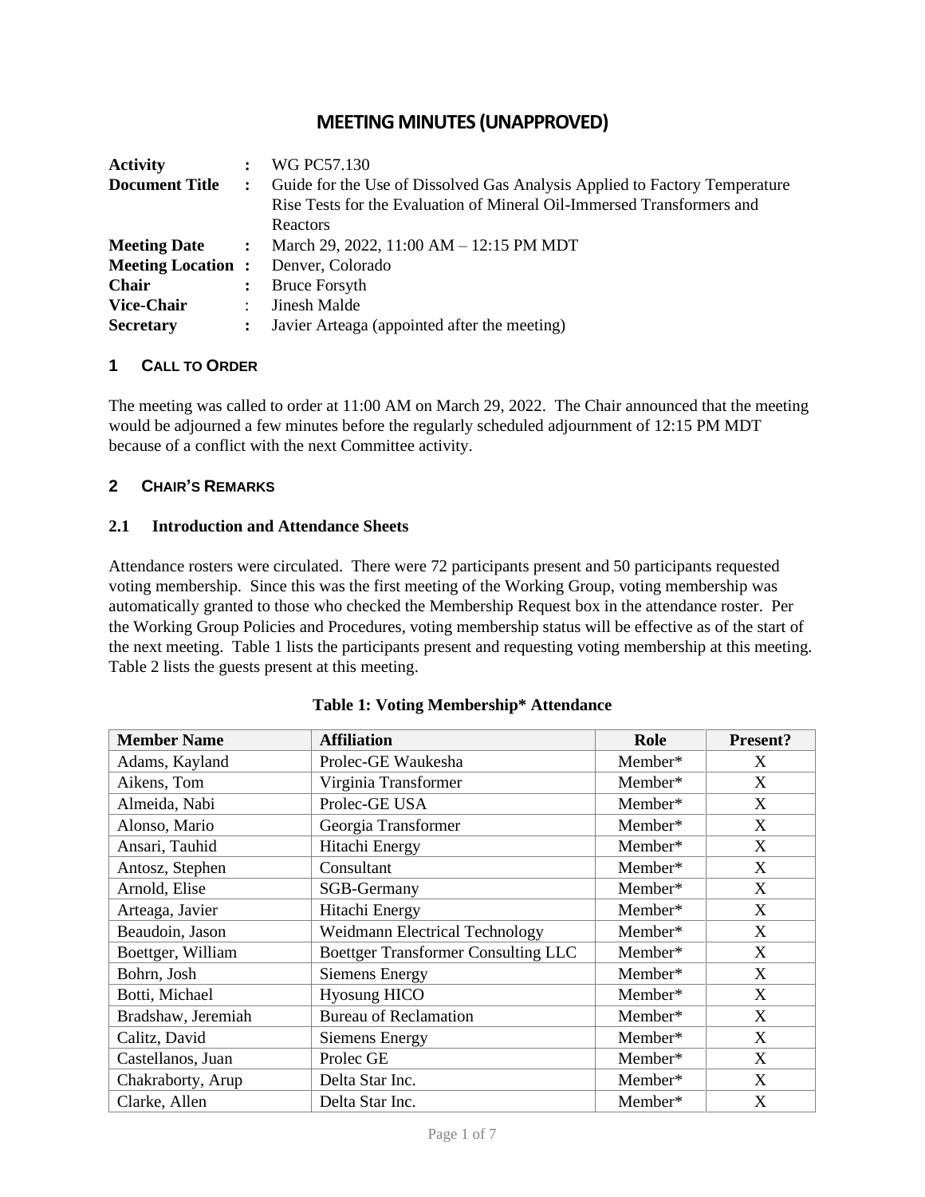# MEETING MINUTES (UNAPPROVED)

| | | |
|---|---|---|
| **Activity** | **:** | WG PC57.130 |
| **Document Title** | **:** | Guide for the Use of Dissolved Gas Analysis Applied to Factory Temperature Rise Tests for the Evaluation of Mineral Oil-Immersed Transformers and Reactors |
| **Meeting Date** | **:** | March 29, 2022, 11:00 AM – 12:15 PM MDT |
| **Meeting Location** | **:** | Denver, Colorado |
| **Chair** | **:** | Bruce Forsyth |
| **Vice-Chair** | : | Jinesh Malde |
| **Secretary** | **:** | Javier Arteaga (appointed after the meeting) |

## 1 CALL TO ORDER

The meeting was called to order at 11:00 AM on March 29, 2022. The Chair announced that the meeting would be adjourned a few minutes before the regularly scheduled adjournment of 12:15 PM MDT because of a conflict with the next Committee activity.

## 2 CHAIR'S REMARKS

### 2.1 Introduction and Attendance Sheets

Attendance rosters were circulated. There were 72 participants present and 50 participants requested voting membership. Since this was the first meeting of the Working Group, voting membership was automatically granted to those who checked the Membership Request box in the attendance roster. Per the Working Group Policies and Procedures, voting membership status will be effective as of the start of the next meeting. Table 1 lists the participants present and requesting voting membership at this meeting. Table 2 lists the guests present at this meeting.

**Table 1: Voting Membership* Attendance**

| Member Name | Affiliation | Role | Present? |
|---|---|---|---|
| Adams, Kayland | Prolec-GE Waukesha | Member* | X |
| Aikens, Tom | Virginia Transformer | Member* | X |
| Almeida, Nabi | Prolec-GE USA | Member* | X |
| Alonso, Mario | Georgia Transformer | Member* | X |
| Ansari, Tauhid | Hitachi Energy | Member* | X |
| Antosz, Stephen | Consultant | Member* | X |
| Arnold, Elise | SGB-Germany | Member* | X |
| Arteaga, Javier | Hitachi Energy | Member* | X |
| Beaudoin, Jason | Weidmann Electrical Technology | Member* | X |
| Boettger, William | Boettger Transformer Consulting LLC | Member* | X |
| Bohrn, Josh | Siemens Energy | Member* | X |
| Botti, Michael | Hyosung HICO | Member* | X |
| Bradshaw, Jeremiah | Bureau of Reclamation | Member* | X |
| Calitz, David | Siemens Energy | Member* | X |
| Castellanos, Juan | Prolec GE | Member* | X |
| Chakraborty, Arup | Delta Star Inc. | Member* | X |
| Clarke, Allen | Delta Star Inc. | Member* | X |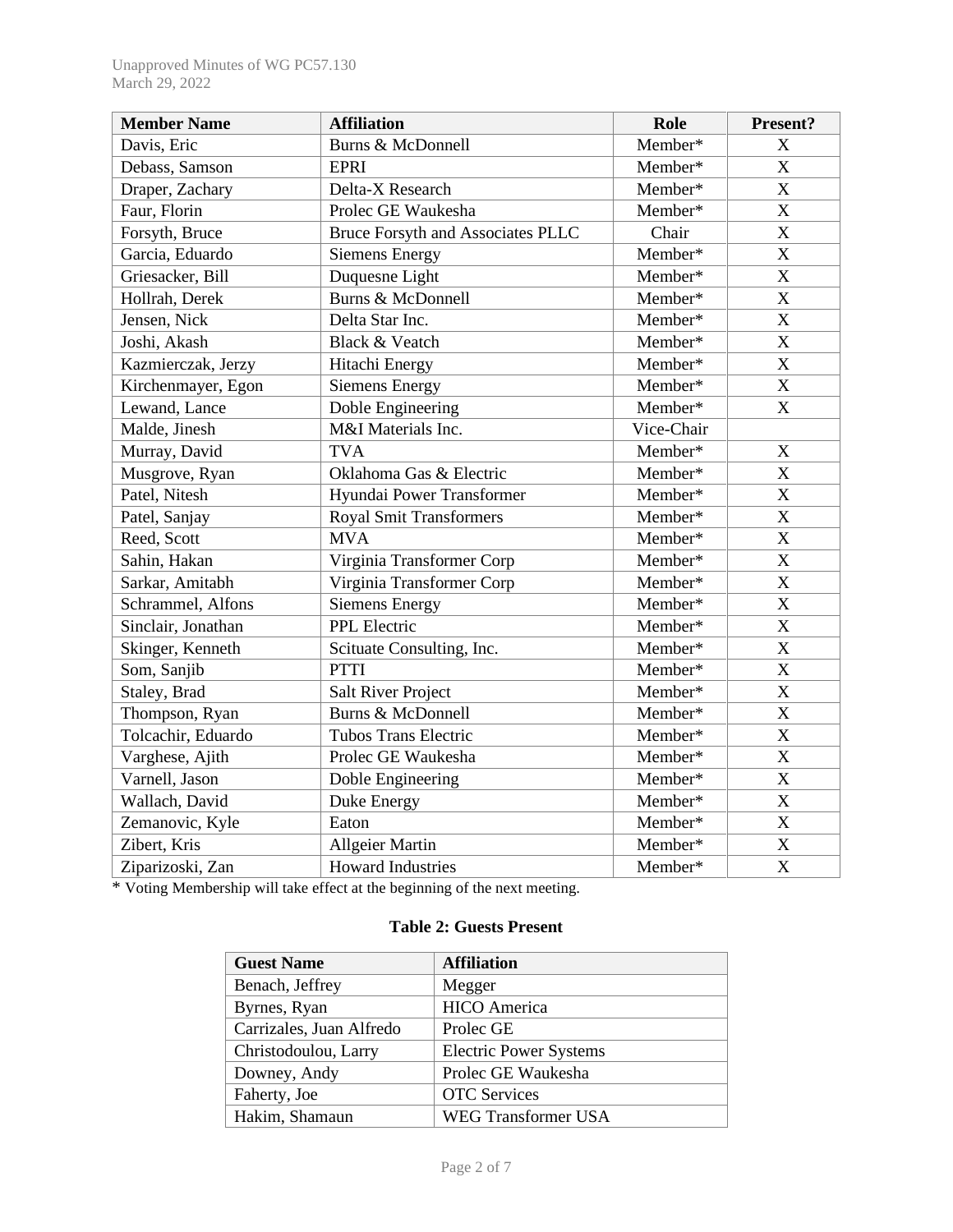| Member Name | Affiliation | Role | Present? |
|---|---|---|---|
| Davis, Eric | Burns & McDonnell | Member* | X |
| Debass, Samson | EPRI | Member* | X |
| Draper, Zachary | Delta-X Research | Member* | X |
| Faur, Florin | Prolec GE Waukesha | Member* | X |
| Forsyth, Bruce | Bruce Forsyth and Associates PLLC | Chair | X |
| Garcia, Eduardo | Siemens Energy | Member* | X |
| Griesacker, Bill | Duquesne Light | Member* | X |
| Hollrah, Derek | Burns & McDonnell | Member* | X |
| Jensen, Nick | Delta Star Inc. | Member* | X |
| Joshi, Akash | Black & Veatch | Member* | X |
| Kazmierczak, Jerzy | Hitachi Energy | Member* | X |
| Kirchenmayer, Egon | Siemens Energy | Member* | X |
| Lewand, Lance | Doble Engineering | Member* | X |
| Malde, Jinesh | M&I Materials Inc. | Vice-Chair | |
| Murray, David | TVA | Member* | X |
| Musgrove, Ryan | Oklahoma Gas & Electric | Member* | X |
| Patel, Nitesh | Hyundai Power Transformer | Member* | X |
| Patel, Sanjay | Royal Smit Transformers | Member* | X |
| Reed, Scott | MVA | Member* | X |
| Sahin, Hakan | Virginia Transformer Corp | Member* | X |
| Sarkar, Amitabh | Virginia Transformer Corp | Member* | X |
| Schrammel, Alfons | Siemens Energy | Member* | X |
| Sinclair, Jonathan | PPL Electric | Member* | X |
| Skinger, Kenneth | Scituate Consulting, Inc. | Member* | X |
| Som, Sanjib | PTTI | Member* | X |
| Staley, Brad | Salt River Project | Member* | X |
| Thompson, Ryan | Burns & McDonnell | Member* | X |
| Tolcachir, Eduardo | Tubos Trans Electric | Member* | X |
| Varghese, Ajith | Prolec GE Waukesha | Member* | X |
| Varnell, Jason | Doble Engineering | Member* | X |
| Wallach, David | Duke Energy | Member* | X |
| Zemanovic, Kyle | Eaton | Member* | X |
| Zibert, Kris | Allgeier Martin | Member* | X |
| Ziparizoski, Zan | Howard Industries | Member* | X |

* Voting Membership will take effect at the beginning of the next meeting.

**Table 2: Guests Present**

| Guest Name | Affiliation |
|---|---|
| Benach, Jeffrey | Megger |
| Byrnes, Ryan | HICO America |
| Carrizales, Juan Alfredo | Prolec GE |
| Christodoulou, Larry | Electric Power Systems |
| Downey, Andy | Prolec GE Waukesha |
| Faherty, Joe | OTC Services |
| Hakim, Shamaun | WEG Transformer USA |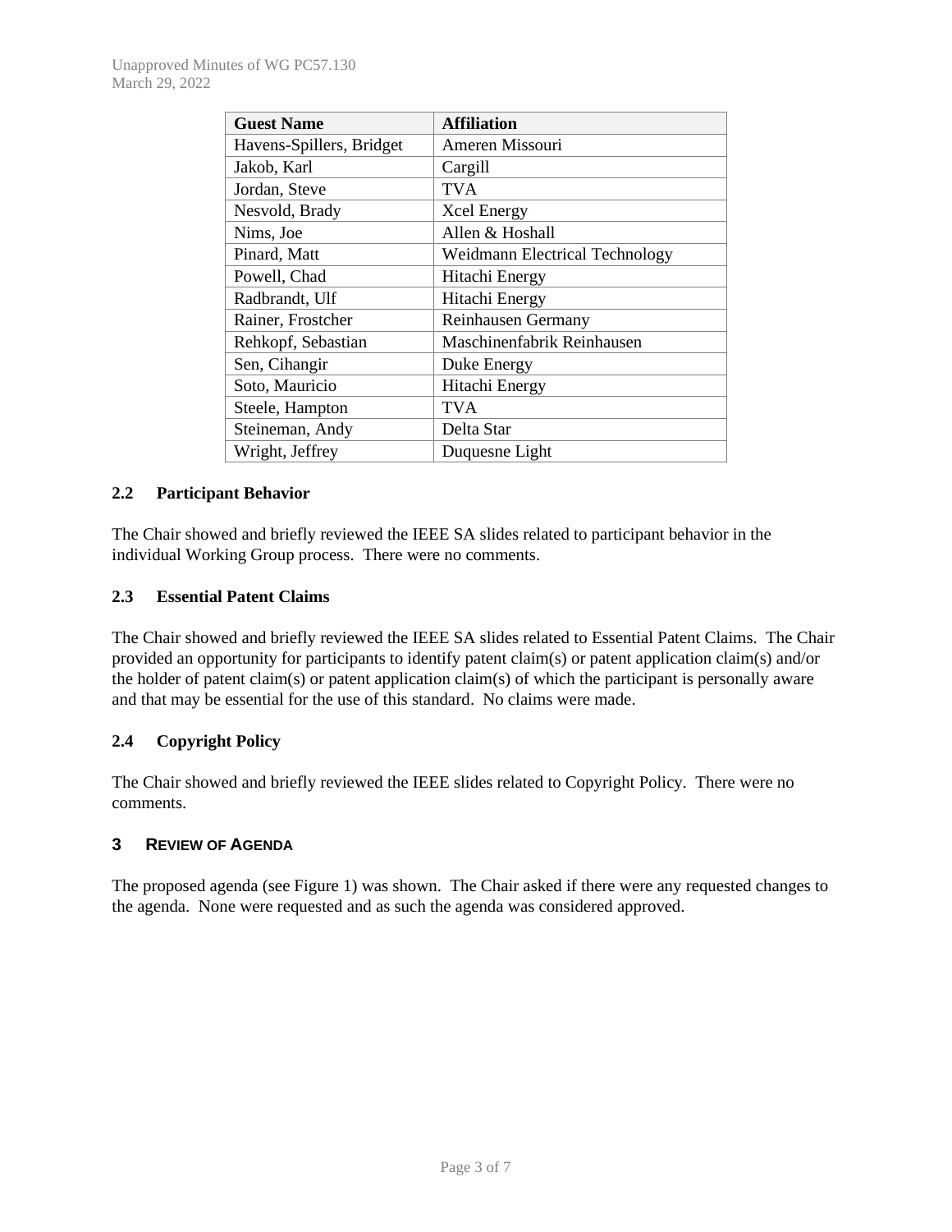| Guest Name | Affiliation |
|---|---|
| Havens-Spillers, Bridget | Ameren Missouri |
| Jakob, Karl | Cargill |
| Jordan, Steve | TVA |
| Nesvold, Brady | Xcel Energy |
| Nims, Joe | Allen & Hoshall |
| Pinard, Matt | Weidmann Electrical Technology |
| Powell, Chad | Hitachi Energy |
| Radbrandt, Ulf | Hitachi Energy |
| Rainer, Frostcher | Reinhausen Germany |
| Rehkopf, Sebastian | Maschinenfabrik Reinhausen |
| Sen, Cihangir | Duke Energy |
| Soto, Mauricio | Hitachi Energy |
| Steele, Hampton | TVA |
| Steineman, Andy | Delta Star |
| Wright, Jeffrey | Duquesne Light |

### 2.2 Participant Behavior

The Chair showed and briefly reviewed the IEEE SA slides related to participant behavior in the individual Working Group process. There were no comments.

### 2.3 Essential Patent Claims

The Chair showed and briefly reviewed the IEEE SA slides related to Essential Patent Claims. The Chair provided an opportunity for participants to identify patent claim(s) or patent application claim(s) and/or the holder of patent claim(s) or patent application claim(s) of which the participant is personally aware and that may be essential for the use of this standard. No claims were made.

### 2.4 Copyright Policy

The Chair showed and briefly reviewed the IEEE slides related to Copyright Policy. There were no comments.

## 3 Review of Agenda

The proposed agenda (see Figure 1) was shown. The Chair asked if there were any requested changes to the agenda. None were requested and as such the agenda was considered approved.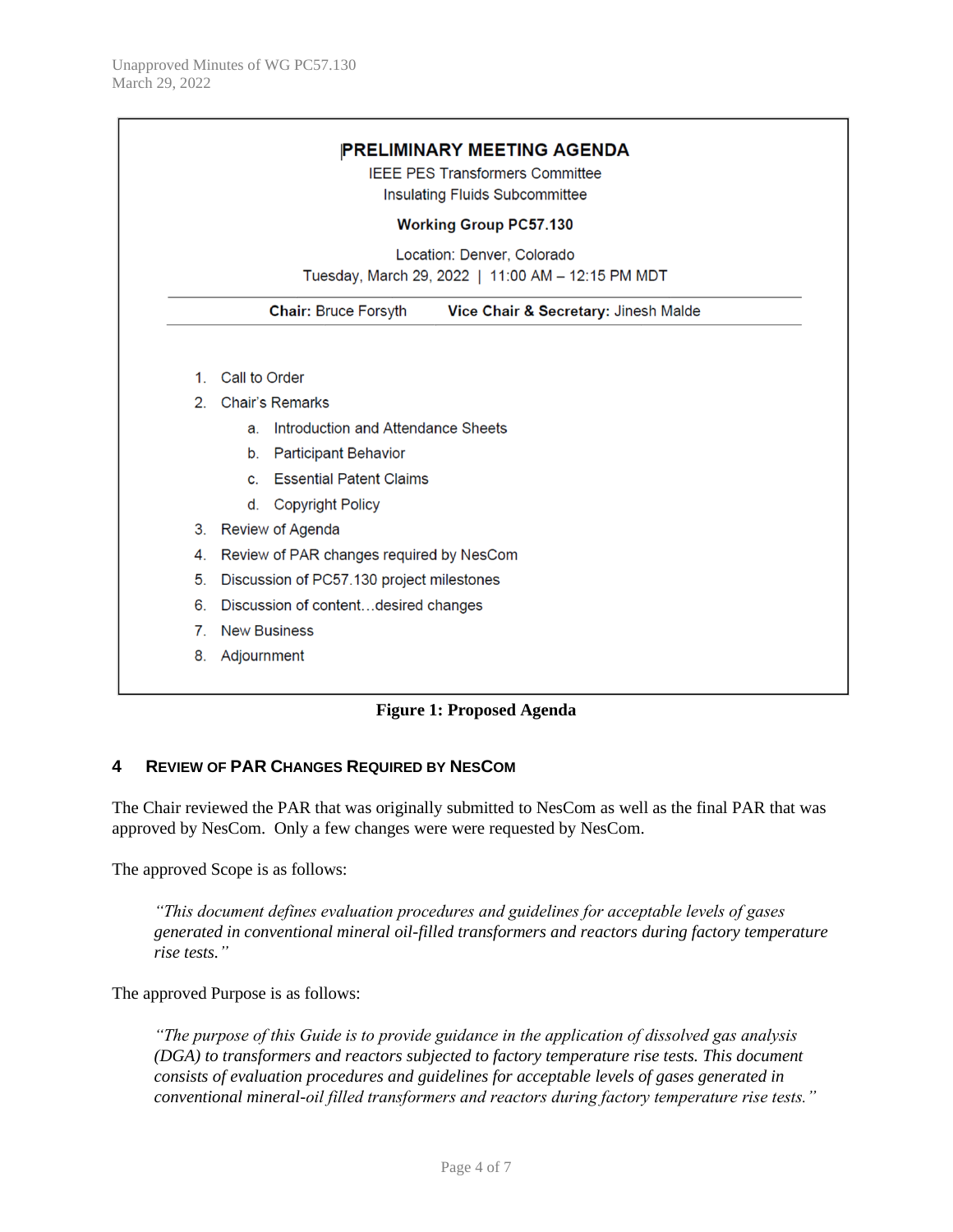**PRELIMINARY MEETING AGENDA**

IEEE PES Transformers Committee

Insulating Fluids Subcommittee

**Working Group PC57.130**

Location: Denver, Colorado

Tuesday, March 29, 2022 | 11:00 AM – 12:15 PM MDT

**Chair:** Bruce Forsyth **Vice Chair & Secretary:** Jinesh Malde

1. Call to Order
2. Chair's Remarks
   a. Introduction and Attendance Sheets
   b. Participant Behavior
   c. Essential Patent Claims
   d. Copyright Policy
3. Review of Agenda
4. Review of PAR changes required by NesCom
5. Discussion of PC57.130 project milestones
6. Discussion of content…desired changes
7. New Business
8. Adjournment

**Figure 1: Proposed Agenda**

## 4 REVIEW OF PAR CHANGES REQUIRED BY NESCOM

The Chair reviewed the PAR that was originally submitted to NesCom as well as the final PAR that was approved by NesCom. Only a few changes were were requested by NesCom.

The approved Scope is as follows:

> *"This document defines evaluation procedures and guidelines for acceptable levels of gases generated in conventional mineral oil-filled transformers and reactors during factory temperature rise tests."*

The approved Purpose is as follows:

> *"The purpose of this Guide is to provide guidance in the application of dissolved gas analysis (DGA) to transformers and reactors subjected to factory temperature rise tests. This document consists of evaluation procedures and guidelines for acceptable levels of gases generated in conventional mineral-oil filled transformers and reactors during factory temperature rise tests."*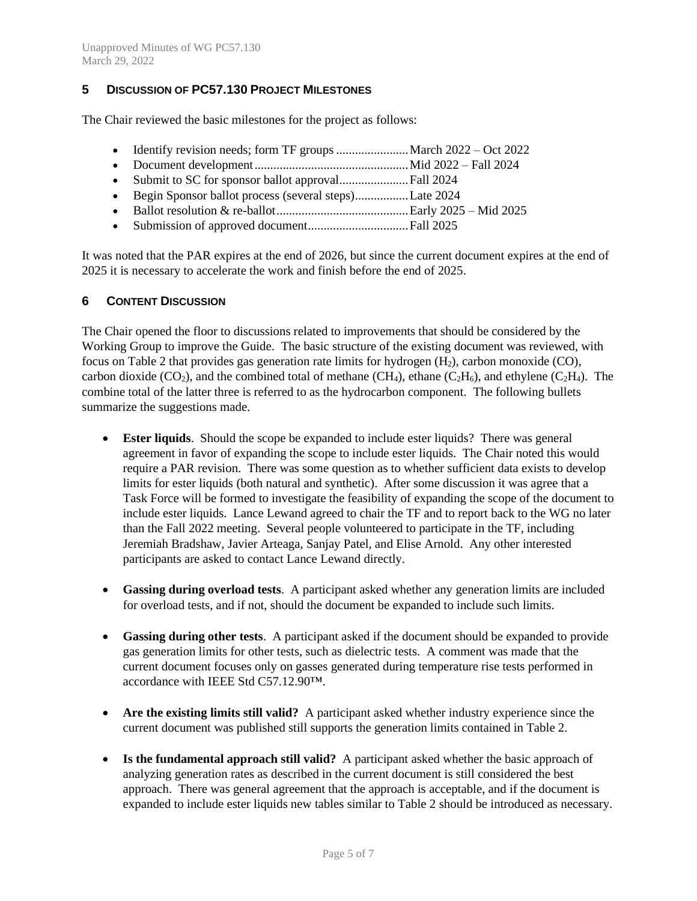## 5 DISCUSSION OF PC57.130 PROJECT MILESTONES

The Chair reviewed the basic milestones for the project as follows:

- Identify revision needs; form TF groups .......................March 2022 – Oct 2022
- Document development.................................................Mid 2022 – Fall 2024
- Submit to SC for sponsor ballot approval......................Fall 2024
- Begin Sponsor ballot process (several steps).................Late 2024
- Ballot resolution & re-ballot..........................................Early 2025 – Mid 2025
- Submission of approved document................................Fall 2025

It was noted that the PAR expires at the end of 2026, but since the current document expires at the end of 2025 it is necessary to accelerate the work and finish before the end of 2025.

## 6 CONTENT DISCUSSION

The Chair opened the floor to discussions related to improvements that should be considered by the Working Group to improve the Guide. The basic structure of the existing document was reviewed, with focus on Table 2 that provides gas generation rate limits for hydrogen ($H_2$), carbon monoxide (CO), carbon dioxide ($CO_2$), and the combined total of methane ($CH_4$), ethane ($C_2H_6$), and ethylene ($C_2H_4$). The combine total of the latter three is referred to as the hydrocarbon component. The following bullets summarize the suggestions made.

- **Ester liquids**. Should the scope be expanded to include ester liquids? There was general agreement in favor of expanding the scope to include ester liquids. The Chair noted this would require a PAR revision. There was some question as to whether sufficient data exists to develop limits for ester liquids (both natural and synthetic). After some discussion it was agree that a Task Force will be formed to investigate the feasibility of expanding the scope of the document to include ester liquids. Lance Lewand agreed to chair the TF and to report back to the WG no later than the Fall 2022 meeting. Several people volunteered to participate in the TF, including Jeremiah Bradshaw, Javier Arteaga, Sanjay Patel, and Elise Arnold. Any other interested participants are asked to contact Lance Lewand directly.

- **Gassing during overload tests**. A participant asked whether any generation limits are included for overload tests, and if not, should the document be expanded to include such limits.

- **Gassing during other tests**. A participant asked if the document should be expanded to provide gas generation limits for other tests, such as dielectric tests. A comment was made that the current document focuses only on gasses generated during temperature rise tests performed in accordance with IEEE Std C57.12.90™.

- **Are the existing limits still valid?** A participant asked whether industry experience since the current document was published still supports the generation limits contained in Table 2.

- **Is the fundamental approach still valid?** A participant asked whether the basic approach of analyzing generation rates as described in the current document is still considered the best approach. There was general agreement that the approach is acceptable, and if the document is expanded to include ester liquids new tables similar to Table 2 should be introduced as necessary.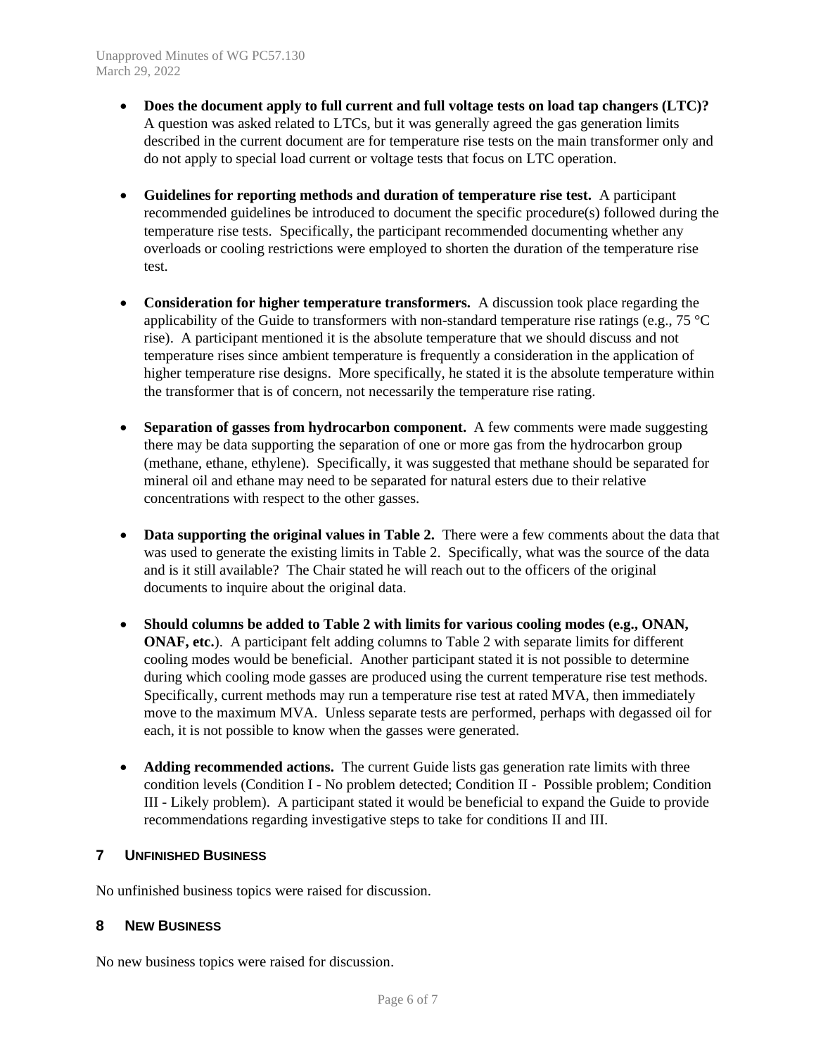- **Does the document apply to full current and full voltage tests on load tap changers (LTC)?** A question was asked related to LTCs, but it was generally agreed the gas generation limits described in the current document are for temperature rise tests on the main transformer only and do not apply to special load current or voltage tests that focus on LTC operation.

- **Guidelines for reporting methods and duration of temperature rise test.** A participant recommended guidelines be introduced to document the specific procedure(s) followed during the temperature rise tests. Specifically, the participant recommended documenting whether any overloads or cooling restrictions were employed to shorten the duration of the temperature rise test.

- **Consideration for higher temperature transformers.** A discussion took place regarding the applicability of the Guide to transformers with non-standard temperature rise ratings (e.g., 75 °C rise). A participant mentioned it is the absolute temperature that we should discuss and not temperature rises since ambient temperature is frequently a consideration in the application of higher temperature rise designs. More specifically, he stated it is the absolute temperature within the transformer that is of concern, not necessarily the temperature rise rating.

- **Separation of gasses from hydrocarbon component.** A few comments were made suggesting there may be data supporting the separation of one or more gas from the hydrocarbon group (methane, ethane, ethylene). Specifically, it was suggested that methane should be separated for mineral oil and ethane may need to be separated for natural esters due to their relative concentrations with respect to the other gasses.

- **Data supporting the original values in Table 2.** There were a few comments about the data that was used to generate the existing limits in Table 2. Specifically, what was the source of the data and is it still available? The Chair stated he will reach out to the officers of the original documents to inquire about the original data.

- **Should columns be added to Table 2 with limits for various cooling modes (e.g., ONAN, ONAF, etc.**). A participant felt adding columns to Table 2 with separate limits for different cooling modes would be beneficial. Another participant stated it is not possible to determine during which cooling mode gasses are produced using the current temperature rise test methods. Specifically, current methods may run a temperature rise test at rated MVA, then immediately move to the maximum MVA. Unless separate tests are performed, perhaps with degassed oil for each, it is not possible to know when the gasses were generated.

- **Adding recommended actions.** The current Guide lists gas generation rate limits with three condition levels (Condition I - No problem detected; Condition II - Possible problem; Condition III - Likely problem). A participant stated it would be beneficial to expand the Guide to provide recommendations regarding investigative steps to take for conditions II and III.

## 7 UNFINISHED BUSINESS

No unfinished business topics were raised for discussion.

## 8 NEW BUSINESS

No new business topics were raised for discussion.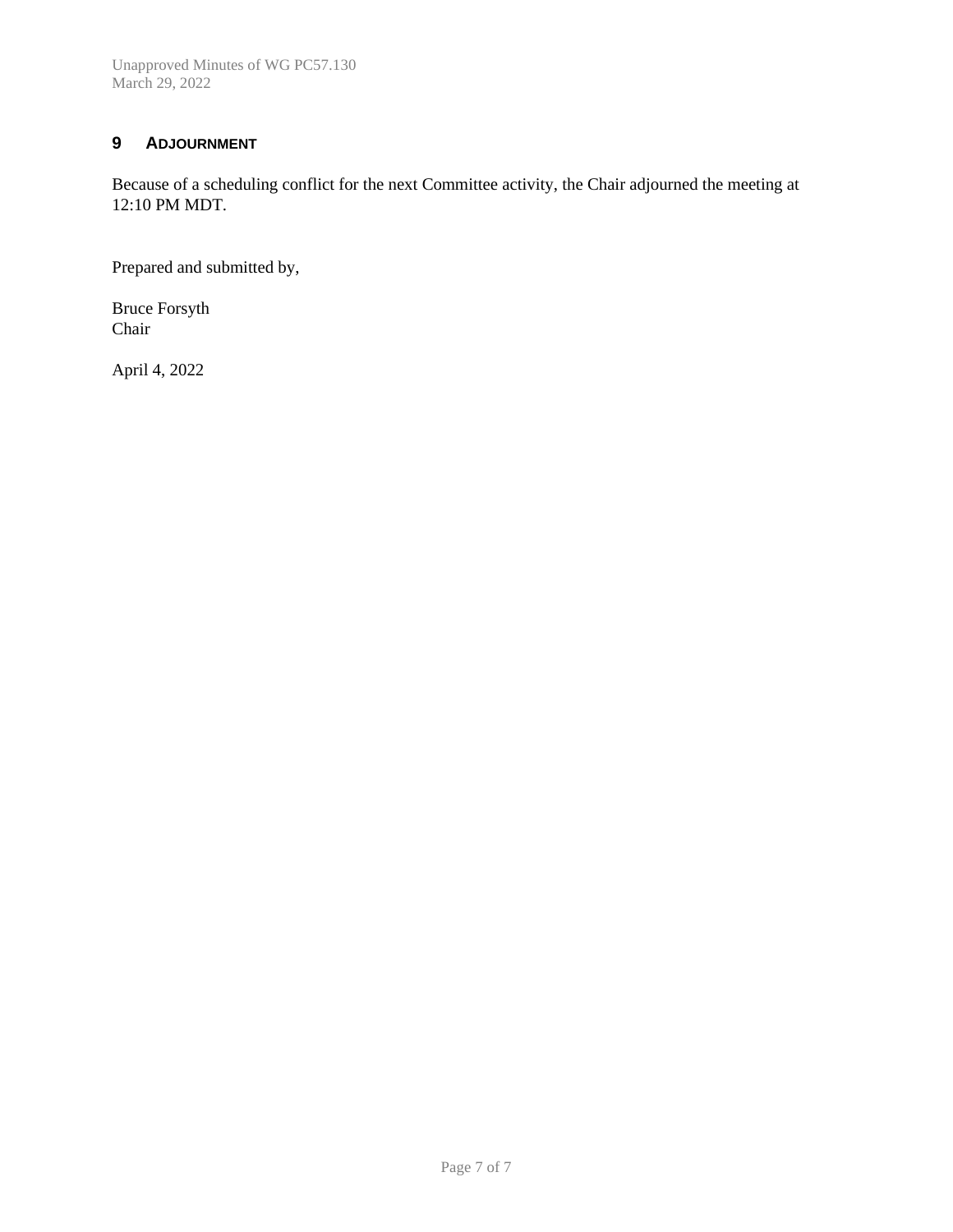## 9 ADJOURNMENT

Because of a scheduling conflict for the next Committee activity, the Chair adjourned the meeting at 12:10 PM MDT.

Prepared and submitted by,

Bruce Forsyth
Chair

April 4, 2022